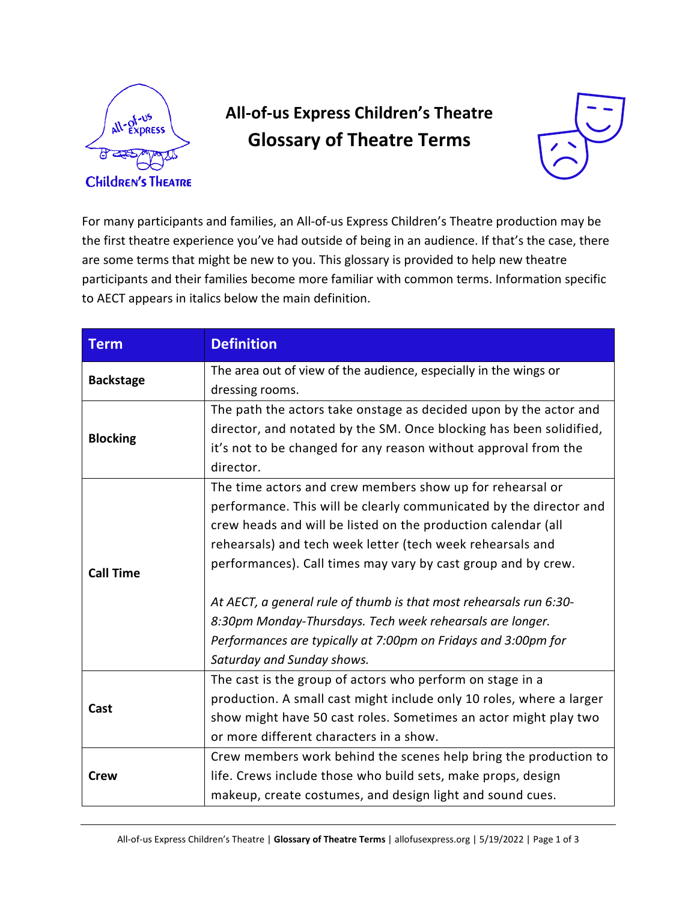# All-of-us Express Children's Theatre
## Glossary of Theatre Terms

For many participants and families, an All-of-us Express Children's Theatre production may be the first theatre experience you've had outside of being in an audience. If that's the case, there are some terms that might be new to you. This glossary is provided to help new theatre participants and their families become more familiar with common terms. Information specific to AECT appears in italics below the main definition.

| Term | Definition |
| --- | --- |
| **Backstage** | The area out of view of the audience, especially in the wings or dressing rooms. |
| **Blocking** | The path the actors take onstage as decided upon by the actor and director, and notated by the SM. Once blocking has been solidified, it's not to be changed for any reason without approval from the director. |
| **Call Time** | The time actors and crew members show up for rehearsal or performance. This will be clearly communicated by the director and crew heads and will be listed on the production calendar (all rehearsals) and tech week letter (tech week rehearsals and performances). Call times may vary by cast group and by crew.<br><br>*At AECT, a general rule of thumb is that most rehearsals run 6:30-8:30pm Monday-Thursdays. Tech week rehearsals are longer. Performances are typically at 7:00pm on Fridays and 3:00pm for Saturday and Sunday shows.* |
| **Cast** | The cast is the group of actors who perform on stage in a production. A small cast might include only 10 roles, where a larger show might have 50 cast roles. Sometimes an actor might play two or more different characters in a show. |
| **Crew** | Crew members work behind the scenes help bring the production to life. Crews include those who build sets, make props, design makeup, create costumes, and design light and sound cues. |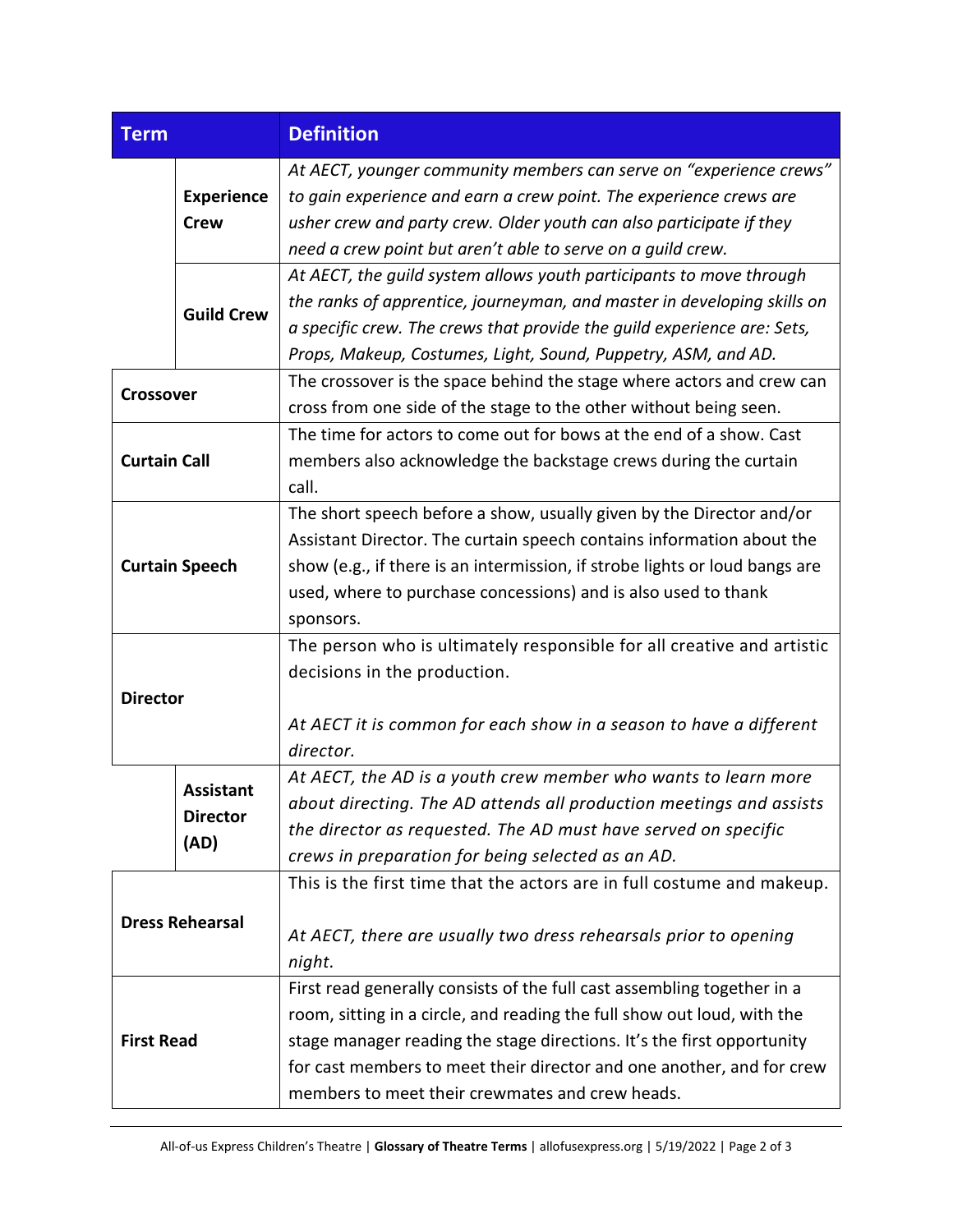| Term | | Definition |
|---|---|---|
| | **Experience Crew** | *At AECT, younger community members can serve on "experience crews" to gain experience and earn a crew point. The experience crews are usher crew and party crew. Older youth can also participate if they need a crew point but aren't able to serve on a guild crew.* |
| | **Guild Crew** | *At AECT, the guild system allows youth participants to move through the ranks of apprentice, journeyman, and master in developing skills on a specific crew. The crews that provide the guild experience are: Sets, Props, Makeup, Costumes, Light, Sound, Puppetry, ASM, and AD.* |
| **Crossover** | | The crossover is the space behind the stage where actors and crew can cross from one side of the stage to the other without being seen. |
| **Curtain Call** | | The time for actors to come out for bows at the end of a show. Cast members also acknowledge the backstage crews during the curtain call. |
| **Curtain Speech** | | The short speech before a show, usually given by the Director and/or Assistant Director. The curtain speech contains information about the show (e.g., if there is an intermission, if strobe lights or loud bangs are used, where to purchase concessions) and is also used to thank sponsors. |
| **Director** | | The person who is ultimately responsible for all creative and artistic decisions in the production.<br><br>*At AECT it is common for each show in a season to have a different director.* |
| | **Assistant Director (AD)** | *At AECT, the AD is a youth crew member who wants to learn more about directing. The AD attends all production meetings and assists the director as requested. The AD must have served on specific crews in preparation for being selected as an AD.* |
| **Dress Rehearsal** | | This is the first time that the actors are in full costume and makeup.<br><br>*At AECT, there are usually two dress rehearsals prior to opening night.* |
| **First Read** | | First read generally consists of the full cast assembling together in a room, sitting in a circle, and reading the full show out loud, with the stage manager reading the stage directions. It's the first opportunity for cast members to meet their director and one another, and for crew members to meet their crewmates and crew heads. |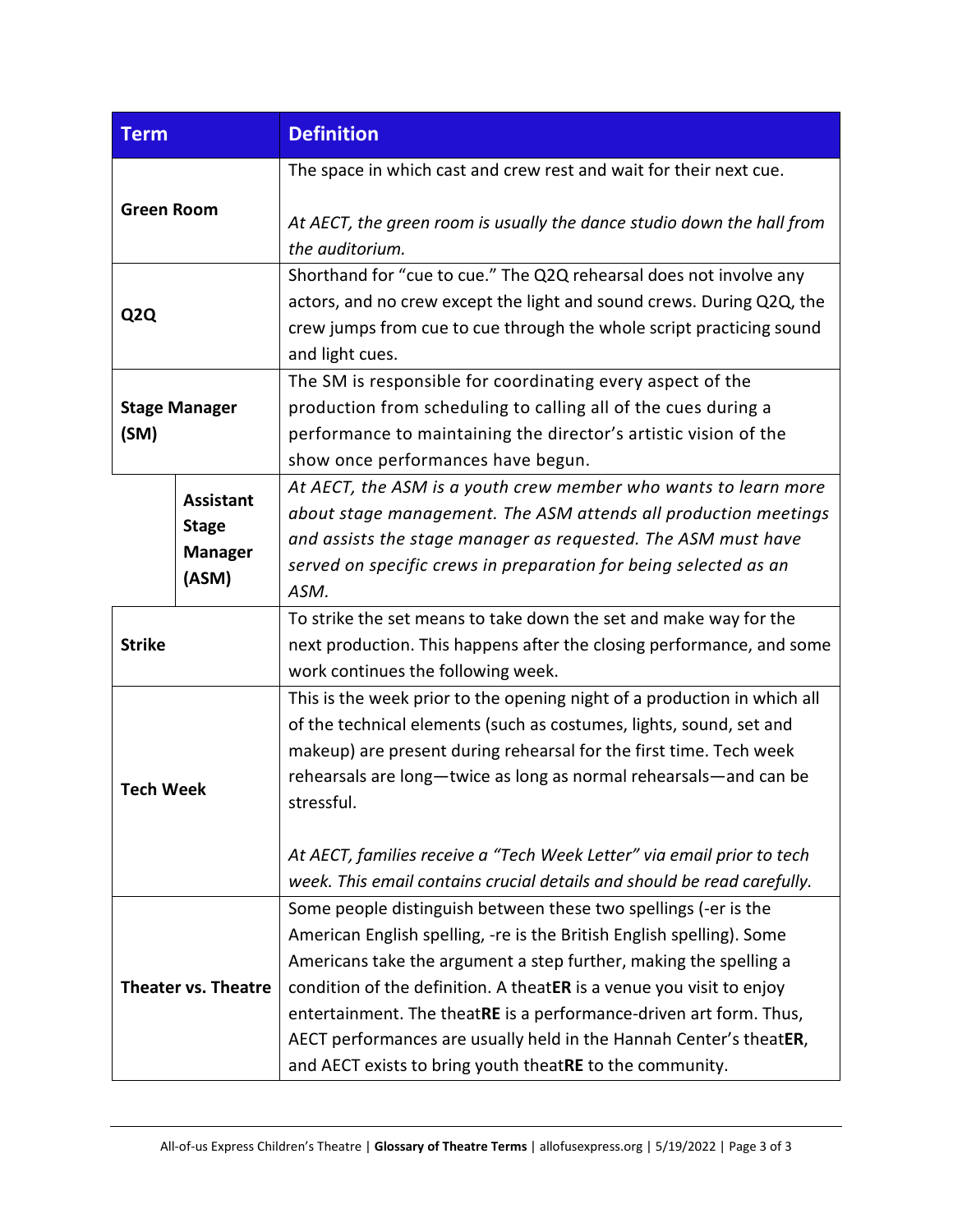| Term | Definition |
|---|---|
| **Green Room** | The space in which cast and crew rest and wait for their next cue.<br><br>*At AECT, the green room is usually the dance studio down the hall from the auditorium.* |
| **Q2Q** | Shorthand for "cue to cue." The Q2Q rehearsal does not involve any actors, and no crew except the light and sound crews. During Q2Q, the crew jumps from cue to cue through the whole script practicing sound and light cues. |
| **Stage Manager (SM)** | The SM is responsible for coordinating every aspect of the production from scheduling to calling all of the cues during a performance to maintaining the director's artistic vision of the show once performances have begun. |
| **Assistant Stage Manager (ASM)** | *At AECT, the ASM is a youth crew member who wants to learn more about stage management. The ASM attends all production meetings and assists the stage manager as requested. The ASM must have served on specific crews in preparation for being selected as an ASM.* |
| **Strike** | To strike the set means to take down the set and make way for the next production. This happens after the closing performance, and some work continues the following week. |
| **Tech Week** | This is the week prior to the opening night of a production in which all of the technical elements (such as costumes, lights, sound, set and makeup) are present during rehearsal for the first time. Tech week rehearsals are long—twice as long as normal rehearsals—and can be stressful.<br><br>*At AECT, families receive a "Tech Week Letter" via email prior to tech week. This email contains crucial details and should be read carefully.* |
| **Theater vs. Theatre** | Some people distinguish between these two spellings (-er is the American English spelling, -re is the British English spelling). Some Americans take the argument a step further, making the spelling a condition of the definition. A theat**ER** is a venue you visit to enjoy entertainment. The theat**RE** is a performance-driven art form. Thus, AECT performances are usually held in the Hannah Center's theat**ER**, and AECT exists to bring youth theat**RE** to the community. |